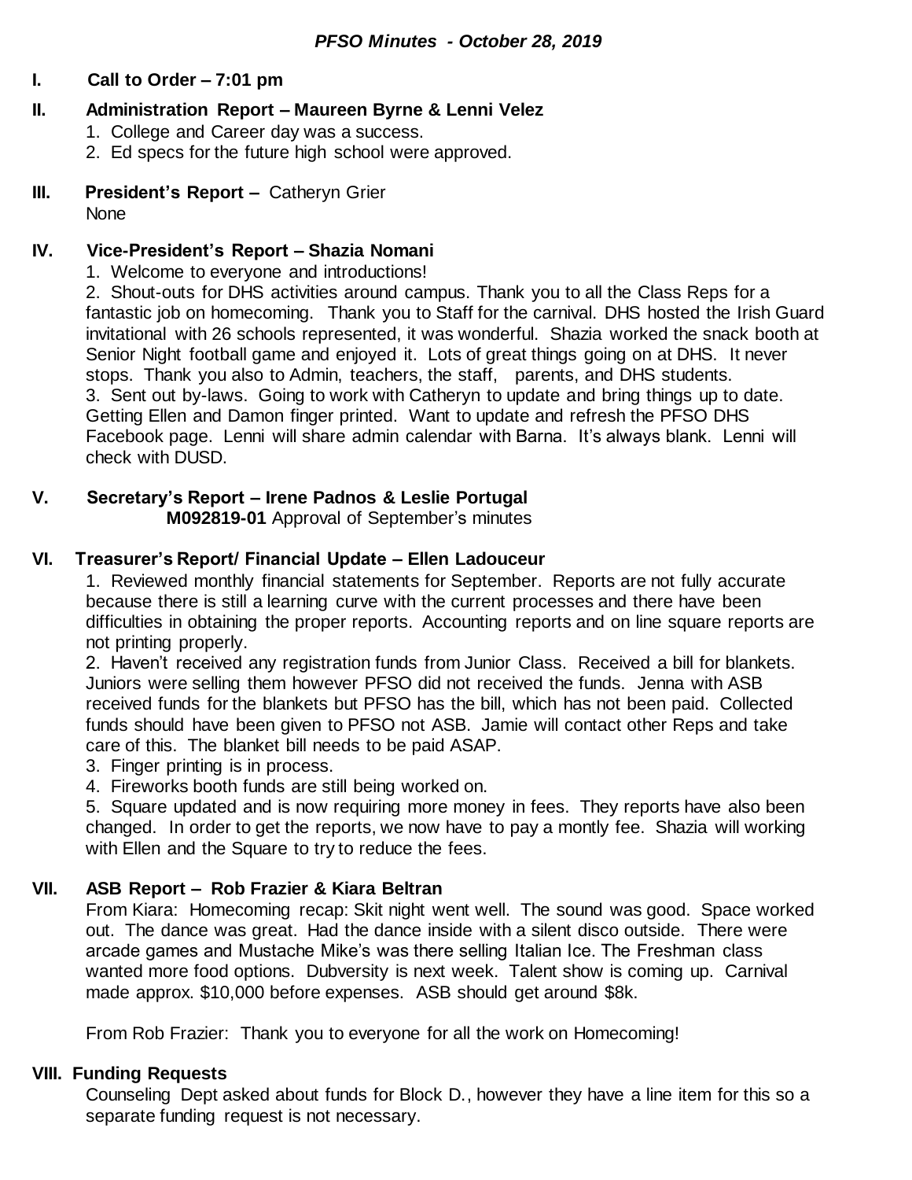# *PFSO Minutes - October 28, 2019*

## I. Call to Order – 7:01 pm

## II. Administration Report – Maureen Byrne & Lenni Velez

1. College and Career day was a success.
2. Ed specs for the future high school were approved.

## III. President's Report – Catheryn Grier

None

## IV. Vice-President's Report – Shazia Nomani

1. Welcome to everyone and introductions!
2. Shout-outs for DHS activities around campus. Thank you to all the Class Reps for a fantastic job on homecoming. Thank you to Staff for the carnival. DHS hosted the Irish Guard invitational with 26 schools represented, it was wonderful. Shazia worked the snack booth at Senior Night football game and enjoyed it. Lots of great things going on at DHS. It never stops. Thank you also to Admin, teachers, the staff, parents, and DHS students.
3. Sent out by-laws. Going to work with Catheryn to update and bring things up to date. Getting Ellen and Damon finger printed. Want to update and refresh the PFSO DHS Facebook page. Lenni will share admin calendar with Barna. It's always blank. Lenni will check with DUSD.

## V. Secretary's Report – Irene Padnos & Leslie Portugal

**M092819-01** Approval of September's minutes

## VI. Treasurer's Report/ Financial Update – Ellen Ladouceur

1. Reviewed monthly financial statements for September. Reports are not fully accurate because there is still a learning curve with the current processes and there have been difficulties in obtaining the proper reports. Accounting reports and on line square reports are not printing properly.
2. Haven't received any registration funds from Junior Class. Received a bill for blankets. Juniors were selling them however PFSO did not received the funds. Jenna with ASB received funds for the blankets but PFSO has the bill, which has not been paid. Collected funds should have been given to PFSO not ASB. Jamie will contact other Reps and take care of this. The blanket bill needs to be paid ASAP.
3. Finger printing is in process.
4. Fireworks booth funds are still being worked on.
5. Square updated and is now requiring more money in fees. They reports have also been changed. In order to get the reports, we now have to pay a montly fee. Shazia will working with Ellen and the Square to try to reduce the fees.

## VII. ASB Report – Rob Frazier & Kiara Beltran

From Kiara: Homecoming recap: Skit night went well. The sound was good. Space worked out. The dance was great. Had the dance inside with a silent disco outside. There were arcade games and Mustache Mike's was there selling Italian Ice. The Freshman class wanted more food options. Dubversity is next week. Talent show is coming up. Carnival made approx. $10,000 before expenses. ASB should get around $8k.

From Rob Frazier: Thank you to everyone for all the work on Homecoming!

## VIII. Funding Requests

Counseling Dept asked about funds for Block D., however they have a line item for this so a separate funding request is not necessary.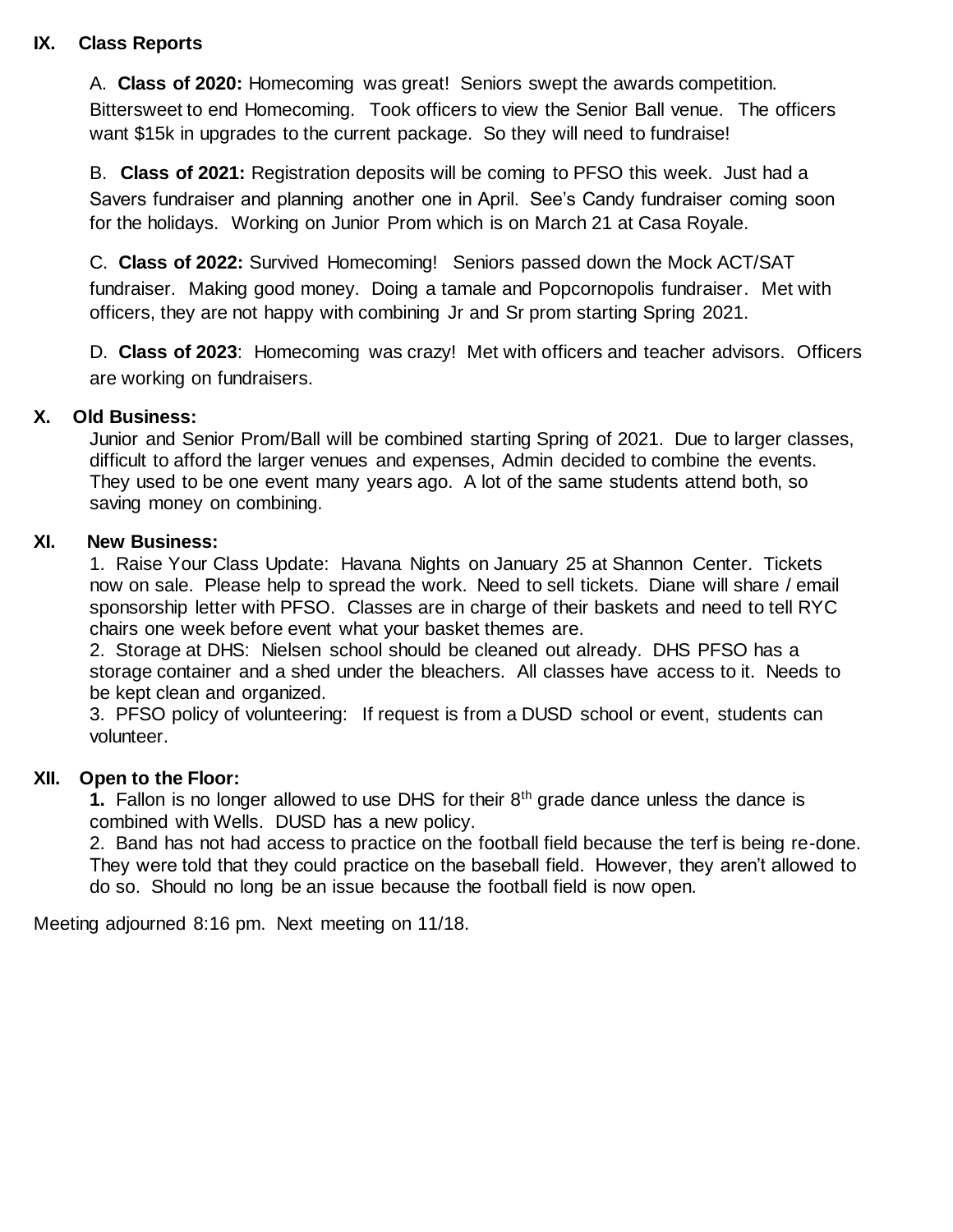## IX. Class Reports

A. **Class of 2020:** Homecoming was great! Seniors swept the awards competition. Bittersweet to end Homecoming. Took officers to view the Senior Ball venue. The officers want $15k in upgrades to the current package. So they will need to fundraise!

B. **Class of 2021:** Registration deposits will be coming to PFSO this week. Just had a Savers fundraiser and planning another one in April. See's Candy fundraiser coming soon for the holidays. Working on Junior Prom which is on March 21 at Casa Royale.

C. **Class of 2022:** Survived Homecoming! Seniors passed down the Mock ACT/SAT fundraiser. Making good money. Doing a tamale and Popcornopolis fundraiser. Met with officers, they are not happy with combining Jr and Sr prom starting Spring 2021.

D. **Class of 2023**: Homecoming was crazy! Met with officers and teacher advisors. Officers are working on fundraisers.

## X. Old Business:

Junior and Senior Prom/Ball will be combined starting Spring of 2021. Due to larger classes, difficult to afford the larger venues and expenses, Admin decided to combine the events. They used to be one event many years ago. A lot of the same students attend both, so saving money on combining.

## XI. New Business:

1. Raise Your Class Update: Havana Nights on January 25 at Shannon Center. Tickets now on sale. Please help to spread the work. Need to sell tickets. Diane will share / email sponsorship letter with PFSO. Classes are in charge of their baskets and need to tell RYC chairs one week before event what your basket themes are.
2. Storage at DHS: Nielsen school should be cleaned out already. DHS PFSO has a storage container and a shed under the bleachers. All classes have access to it. Needs to be kept clean and organized.
3. PFSO policy of volunteering: If request is from a DUSD school or event, students can volunteer.

## XII. Open to the Floor:

1. Fallon is no longer allowed to use DHS for their 8th grade dance unless the dance is combined with Wells. DUSD has a new policy.
2. Band has not had access to practice on the football field because the terf is being re-done. They were told that they could practice on the baseball field. However, they aren't allowed to do so. Should no long be an issue because the football field is now open.

Meeting adjourned 8:16 pm. Next meeting on 11/18.